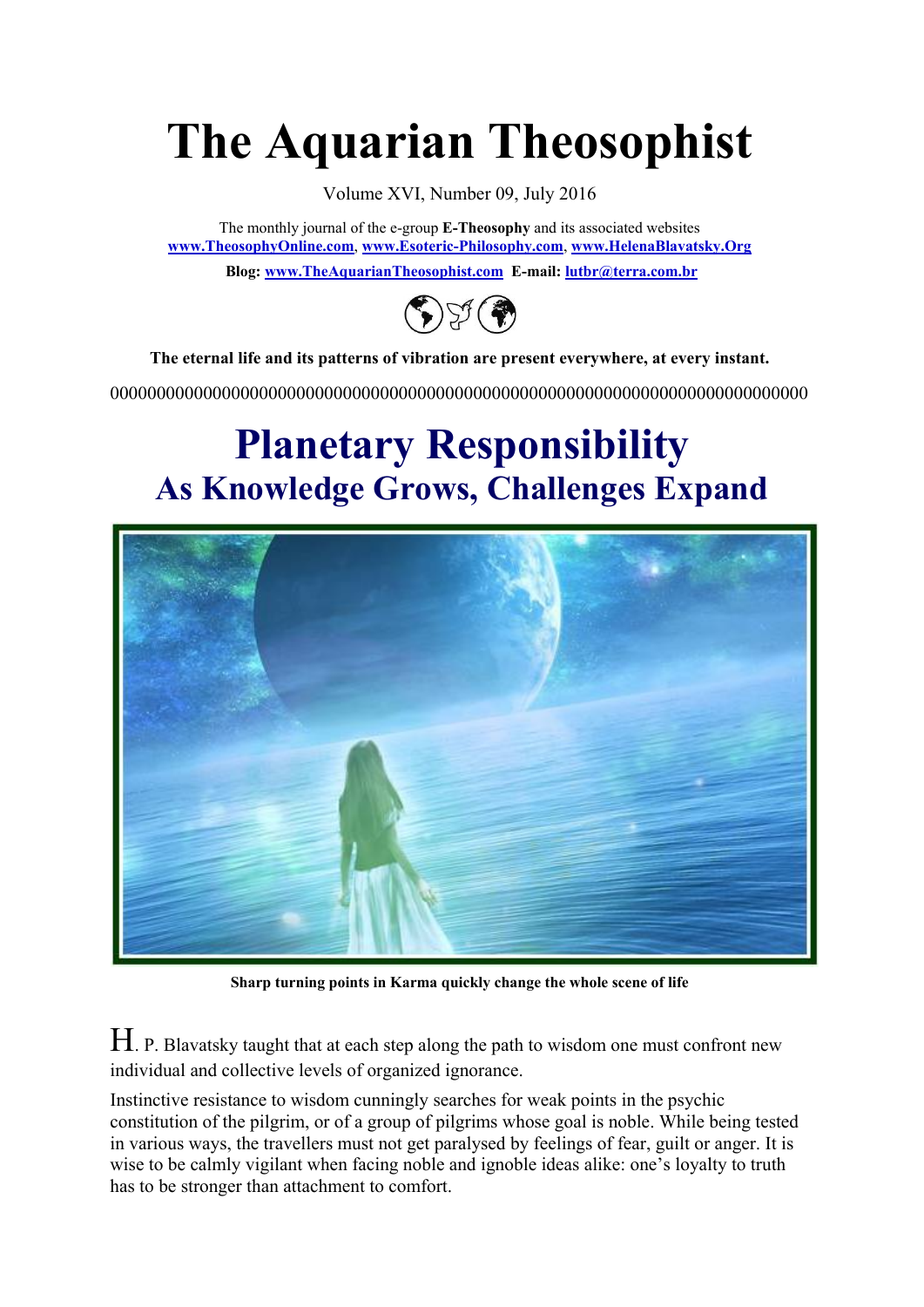# The Aquarian Theosophist

Volume XVI, Number 09, July 2016

The monthly journal of the e-group **E-Theosophy** and its associated websites **www.TheosophyOnline.com**, **www.Esoteric-Philosophy.com**, **www.HelenaBlavatsky.Org**

**Blog: www.TheAquarianTheosophist.com E-mail: lutbr@terra.com.br**

**The eternal life and its patterns of vibration are present everywhere, at every instant.**

000000000000000000000000000000000000000000000000000000000000000000000

# Planetary Responsibility

## As Knowledge Grows, Challenges Expand

**Sharp turning points in Karma quickly change the whole scene of life**

H. P. Blavatsky taught that at each step along the path to wisdom one must confront new individual and collective levels of organized ignorance.

Instinctive resistance to wisdom cunningly searches for weak points in the psychic constitution of the pilgrim, or of a group of pilgrims whose goal is noble. While being tested in various ways, the travellers must not get paralysed by feelings of fear, guilt or anger. It is wise to be calmly vigilant when facing noble and ignoble ideas alike: one's loyalty to truth has to be stronger than attachment to comfort.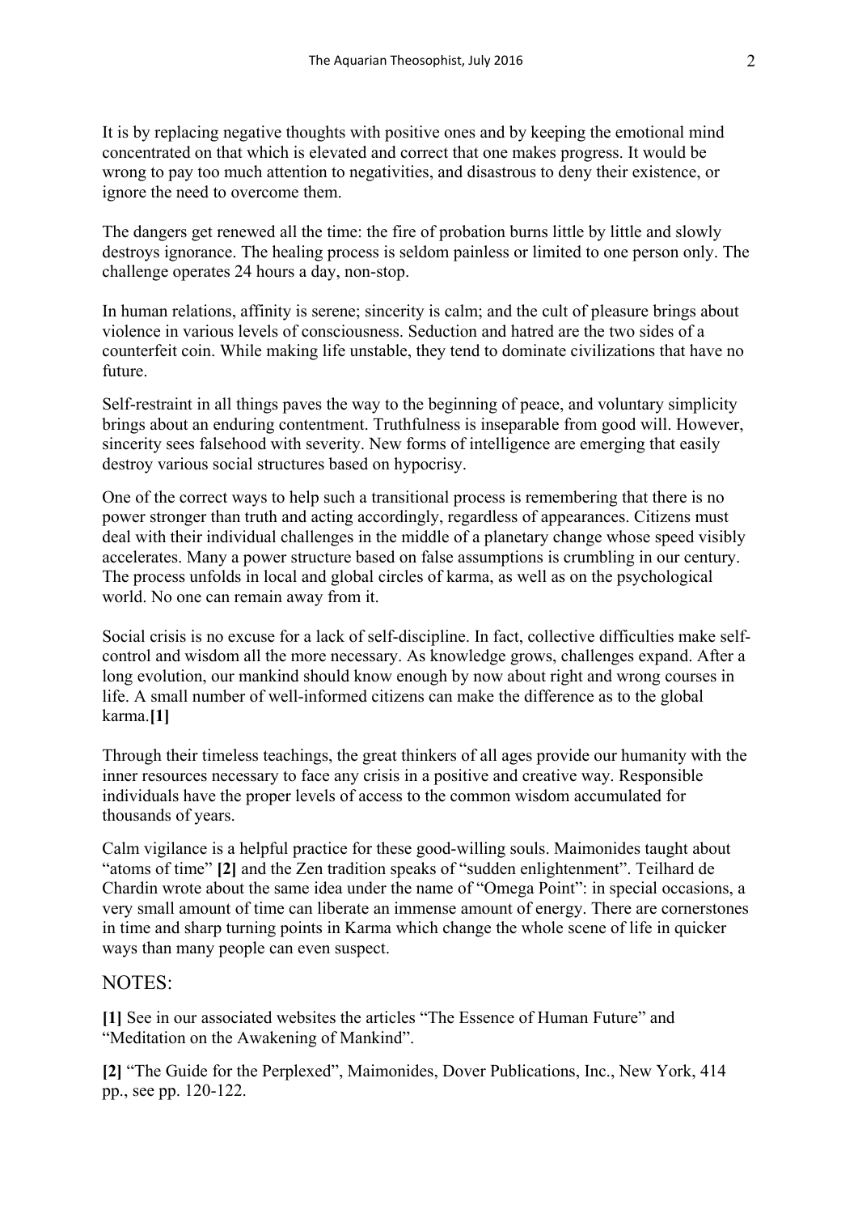It is by replacing negative thoughts with positive ones and by keeping the emotional mind concentrated on that which is elevated and correct that one makes progress. It would be wrong to pay too much attention to negativities, and disastrous to deny their existence, or ignore the need to overcome them.

The dangers get renewed all the time: the fire of probation burns little by little and slowly destroys ignorance. The healing process is seldom painless or limited to one person only. The challenge operates 24 hours a day, non-stop.

In human relations, affinity is serene; sincerity is calm; and the cult of pleasure brings about violence in various levels of consciousness. Seduction and hatred are the two sides of a counterfeit coin. While making life unstable, they tend to dominate civilizations that have no future.

Self-restraint in all things paves the way to the beginning of peace, and voluntary simplicity brings about an enduring contentment. Truthfulness is inseparable from good will. However, sincerity sees falsehood with severity. New forms of intelligence are emerging that easily destroy various social structures based on hypocrisy.

One of the correct ways to help such a transitional process is remembering that there is no power stronger than truth and acting accordingly, regardless of appearances. Citizens must deal with their individual challenges in the middle of a planetary change whose speed visibly accelerates. Many a power structure based on false assumptions is crumbling in our century. The process unfolds in local and global circles of karma, as well as on the psychological world. No one can remain away from it.

Social crisis is no excuse for a lack of self-discipline. In fact, collective difficulties make self-control and wisdom all the more necessary. As knowledge grows, challenges expand. After a long evolution, our mankind should know enough by now about right and wrong courses in life. A small number of well-informed citizens can make the difference as to the global karma.**[1]**

Through their timeless teachings, the great thinkers of all ages provide our humanity with the inner resources necessary to face any crisis in a positive and creative way. Responsible individuals have the proper levels of access to the common wisdom accumulated for thousands of years.

Calm vigilance is a helpful practice for these good-willing souls. Maimonides taught about "atoms of time" **[2]** and the Zen tradition speaks of "sudden enlightenment". Teilhard de Chardin wrote about the same idea under the name of "Omega Point": in special occasions, a very small amount of time can liberate an immense amount of energy. There are cornerstones in time and sharp turning points in Karma which change the whole scene of life in quicker ways than many people can even suspect.

## NOTES:

**[1]** See in our associated websites the articles "The Essence of Human Future" and "Meditation on the Awakening of Mankind".

**[2]** "The Guide for the Perplexed", Maimonides, Dover Publications, Inc., New York, 414 pp., see pp. 120-122.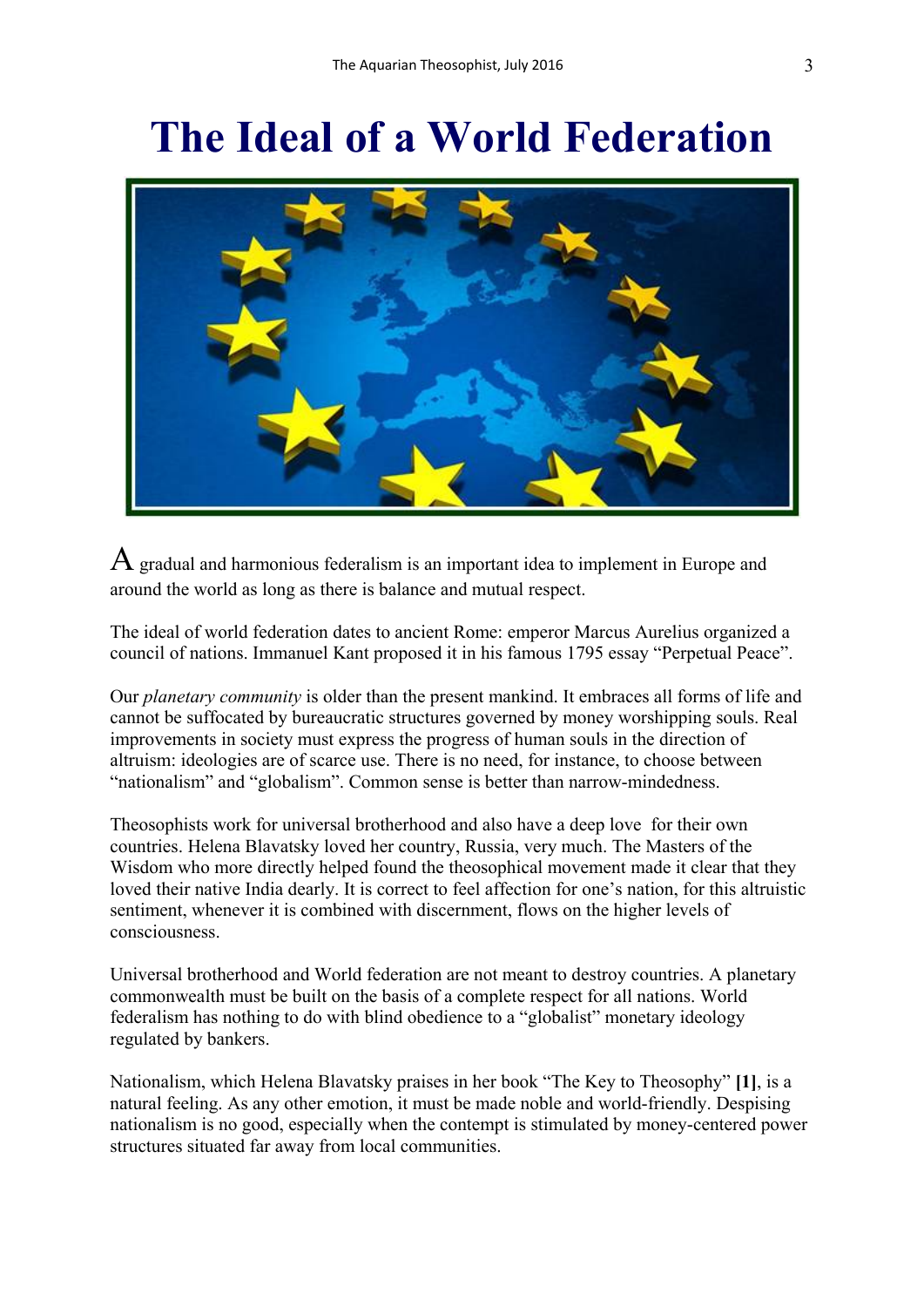# The Ideal of a World Federation

A gradual and harmonious federalism is an important idea to implement in Europe and around the world as long as there is balance and mutual respect.

The ideal of world federation dates to ancient Rome: emperor Marcus Aurelius organized a council of nations. Immanuel Kant proposed it in his famous 1795 essay "Perpetual Peace".

Our *planetary community* is older than the present mankind. It embraces all forms of life and cannot be suffocated by bureaucratic structures governed by money worshipping souls. Real improvements in society must express the progress of human souls in the direction of altruism: ideologies are of scarce use. There is no need, for instance, to choose between "nationalism" and "globalism". Common sense is better than narrow-mindedness.

Theosophists work for universal brotherhood and also have a deep love for their own countries. Helena Blavatsky loved her country, Russia, very much. The Masters of the Wisdom who more directly helped found the theosophical movement made it clear that they loved their native India dearly. It is correct to feel affection for one's nation, for this altruistic sentiment, whenever it is combined with discernment, flows on the higher levels of consciousness.

Universal brotherhood and World federation are not meant to destroy countries. A planetary commonwealth must be built on the basis of a complete respect for all nations. World federalism has nothing to do with blind obedience to a "globalist" monetary ideology regulated by bankers.

Nationalism, which Helena Blavatsky praises in her book "The Key to Theosophy" **[1]**, is a natural feeling. As any other emotion, it must be made noble and world-friendly. Despising nationalism is no good, especially when the contempt is stimulated by money-centered power structures situated far away from local communities.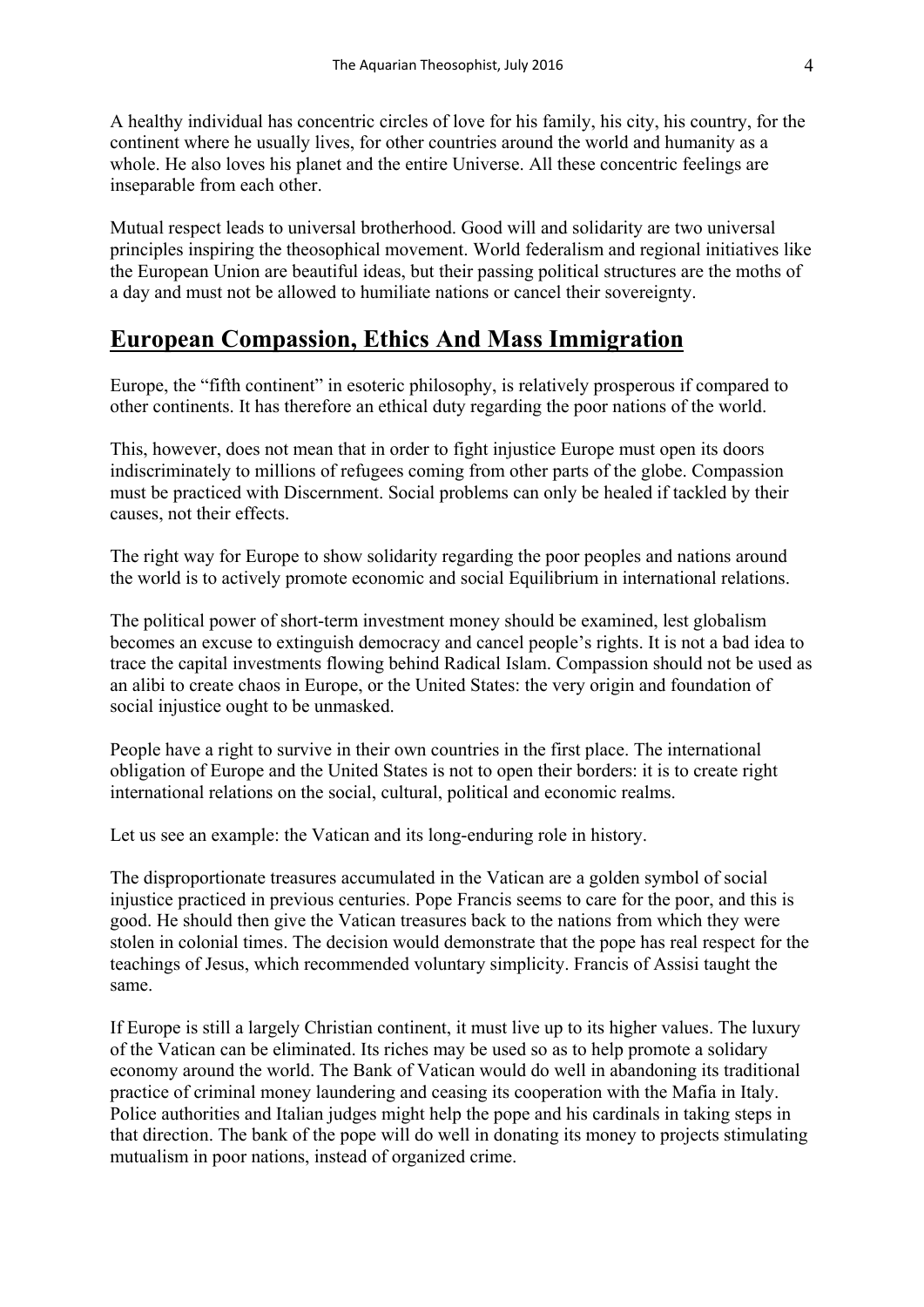A healthy individual has concentric circles of love for his family, his city, his country, for the continent where he usually lives, for other countries around the world and humanity as a whole. He also loves his planet and the entire Universe. All these concentric feelings are inseparable from each other.

Mutual respect leads to universal brotherhood. Good will and solidarity are two universal principles inspiring the theosophical movement. World federalism and regional initiatives like the European Union are beautiful ideas, but their passing political structures are the moths of a day and must not be allowed to humiliate nations or cancel their sovereignty.

## European Compassion, Ethics And Mass Immigration

Europe, the "fifth continent" in esoteric philosophy, is relatively prosperous if compared to other continents. It has therefore an ethical duty regarding the poor nations of the world.

This, however, does not mean that in order to fight injustice Europe must open its doors indiscriminately to millions of refugees coming from other parts of the globe. Compassion must be practiced with Discernment. Social problems can only be healed if tackled by their causes, not their effects.

The right way for Europe to show solidarity regarding the poor peoples and nations around the world is to actively promote economic and social Equilibrium in international relations.

The political power of short-term investment money should be examined, lest globalism becomes an excuse to extinguish democracy and cancel people's rights. It is not a bad idea to trace the capital investments flowing behind Radical Islam. Compassion should not be used as an alibi to create chaos in Europe, or the United States: the very origin and foundation of social injustice ought to be unmasked.

People have a right to survive in their own countries in the first place. The international obligation of Europe and the United States is not to open their borders: it is to create right international relations on the social, cultural, political and economic realms.

Let us see an example: the Vatican and its long-enduring role in history.

The disproportionate treasures accumulated in the Vatican are a golden symbol of social injustice practiced in previous centuries. Pope Francis seems to care for the poor, and this is good. He should then give the Vatican treasures back to the nations from which they were stolen in colonial times. The decision would demonstrate that the pope has real respect for the teachings of Jesus, which recommended voluntary simplicity. Francis of Assisi taught the same.

If Europe is still a largely Christian continent, it must live up to its higher values. The luxury of the Vatican can be eliminated. Its riches may be used so as to help promote a solidary economy around the world. The Bank of Vatican would do well in abandoning its traditional practice of criminal money laundering and ceasing its cooperation with the Mafia in Italy. Police authorities and Italian judges might help the pope and his cardinals in taking steps in that direction. The bank of the pope will do well in donating its money to projects stimulating mutualism in poor nations, instead of organized crime.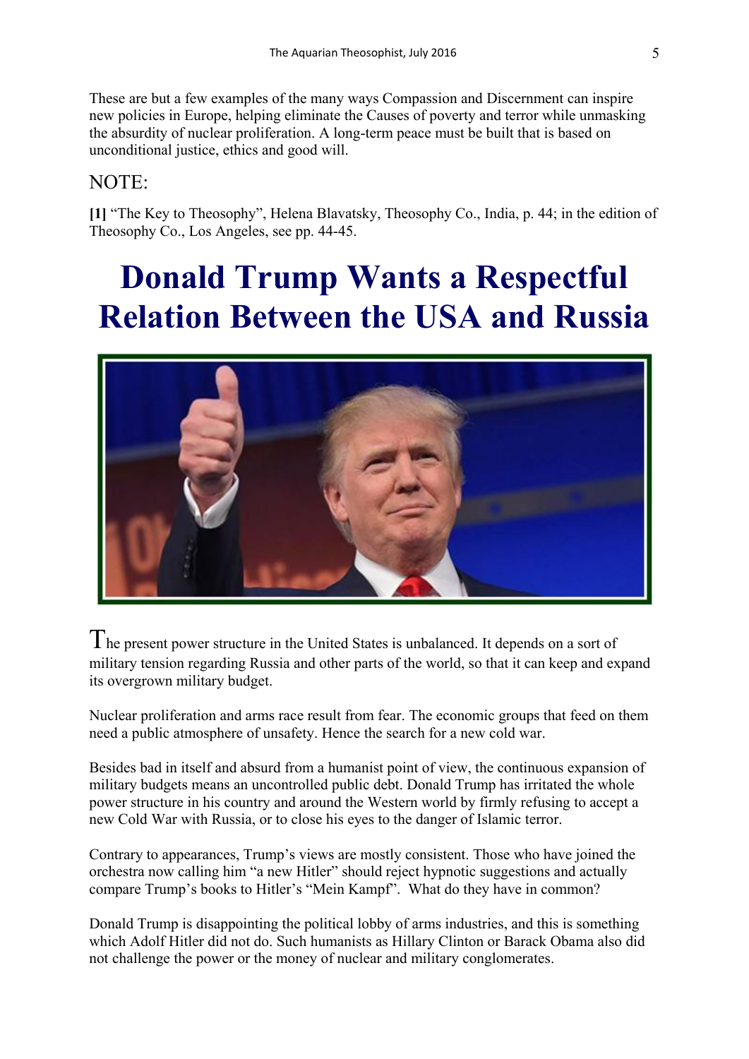These are but a few examples of the many ways Compassion and Discernment can inspire new policies in Europe, helping eliminate the Causes of poverty and terror while unmasking the absurdity of nuclear proliferation. A long-term peace must be built that is based on unconditional justice, ethics and good will.

## NOTE:

**[1]** "The Key to Theosophy", Helena Blavatsky, Theosophy Co., India, p. 44; in the edition of Theosophy Co., Los Angeles, see pp. 44-45.

# Donald Trump Wants a Respectful Relation Between the USA and Russia

The present power structure in the United States is unbalanced. It depends on a sort of military tension regarding Russia and other parts of the world, so that it can keep and expand its overgrown military budget.

Nuclear proliferation and arms race result from fear. The economic groups that feed on them need a public atmosphere of unsafety. Hence the search for a new cold war.

Besides bad in itself and absurd from a humanist point of view, the continuous expansion of military budgets means an uncontrolled public debt. Donald Trump has irritated the whole power structure in his country and around the Western world by firmly refusing to accept a new Cold War with Russia, or to close his eyes to the danger of Islamic terror.

Contrary to appearances, Trump's views are mostly consistent. Those who have joined the orchestra now calling him "a new Hitler" should reject hypnotic suggestions and actually compare Trump's books to Hitler's "Mein Kampf". What do they have in common?

Donald Trump is disappointing the political lobby of arms industries, and this is something which Adolf Hitler did not do. Such humanists as Hillary Clinton or Barack Obama also did not challenge the power or the money of nuclear and military conglomerates.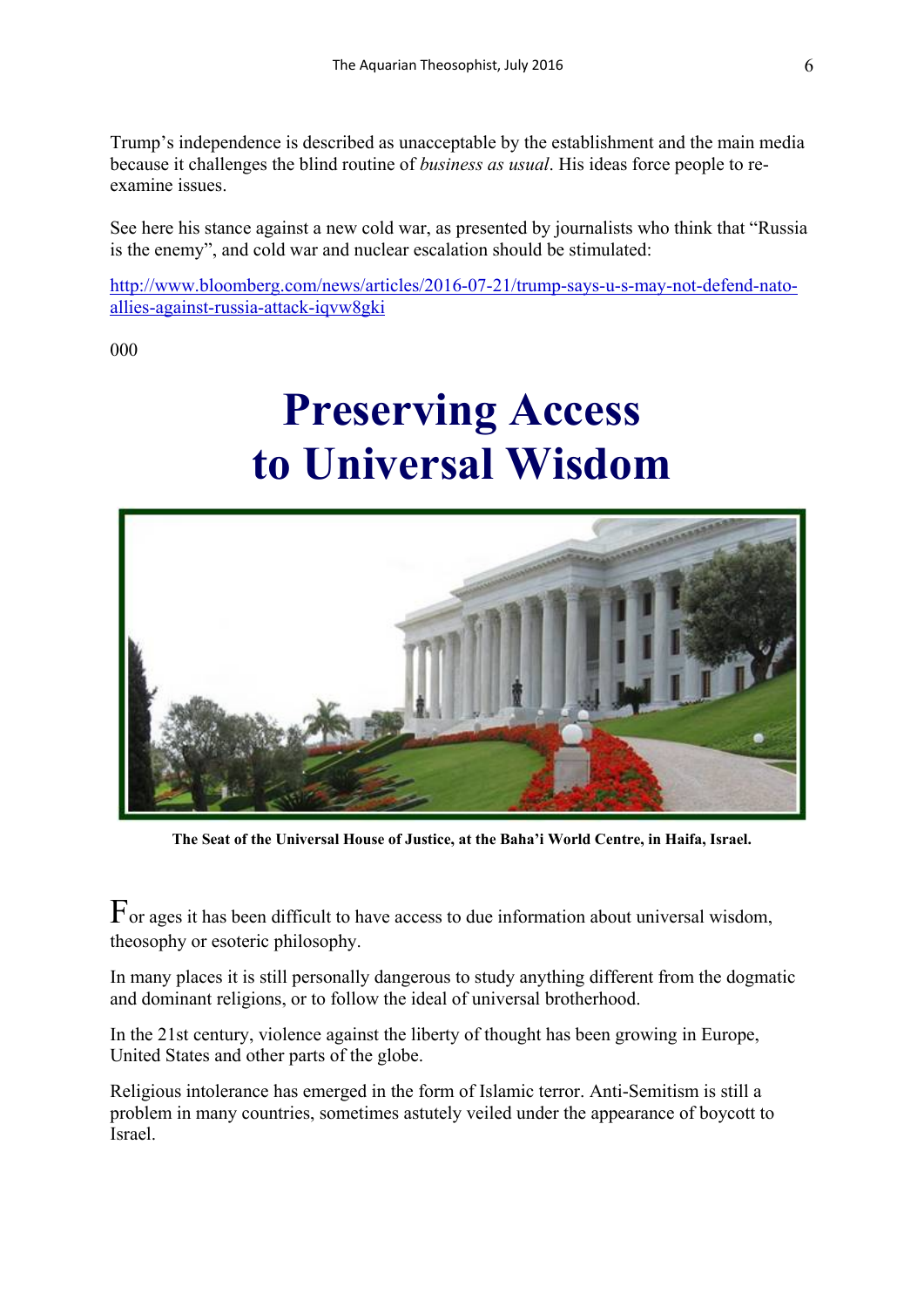Trump's independence is described as unacceptable by the establishment and the main media because it challenges the blind routine of *business as usual*. His ideas force people to re-examine issues.

See here his stance against a new cold war, as presented by journalists who think that "Russia is the enemy", and cold war and nuclear escalation should be stimulated:

http://www.bloomberg.com/news/articles/2016-07-21/trump-says-u-s-may-not-defend-nato-allies-against-russia-attack-iqvw8gki

000

# Preserving Access to Universal Wisdom

**The Seat of the Universal House of Justice, at the Baha'i World Centre, in Haifa, Israel.**

For ages it has been difficult to have access to due information about universal wisdom, theosophy or esoteric philosophy.

In many places it is still personally dangerous to study anything different from the dogmatic and dominant religions, or to follow the ideal of universal brotherhood.

In the 21st century, violence against the liberty of thought has been growing in Europe, United States and other parts of the globe.

Religious intolerance has emerged in the form of Islamic terror. Anti-Semitism is still a problem in many countries, sometimes astutely veiled under the appearance of boycott to Israel.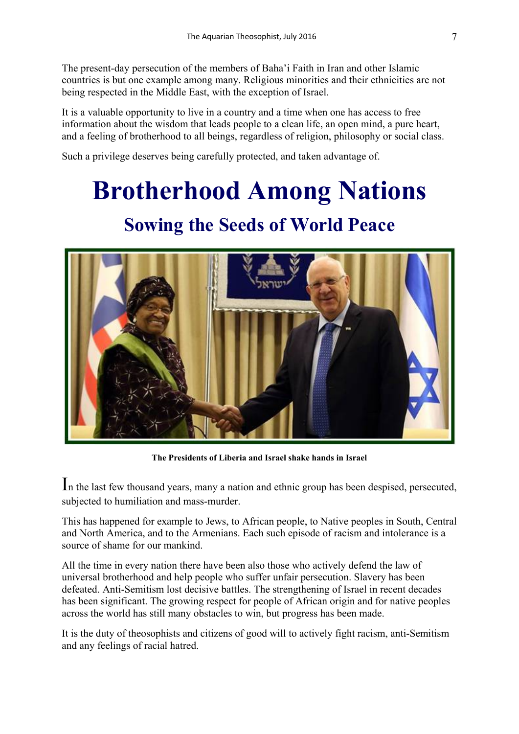The present-day persecution of the members of Baha'i Faith in Iran and other Islamic countries is but one example among many. Religious minorities and their ethnicities are not being respected in the Middle East, with the exception of Israel.

It is a valuable opportunity to live in a country and a time when one has access to free information about the wisdom that leads people to a clean life, an open mind, a pure heart, and a feeling of brotherhood to all beings, regardless of religion, philosophy or social class.

Such a privilege deserves being carefully protected, and taken advantage of.

# Brotherhood Among Nations

## Sowing the Seeds of World Peace

**The Presidents of Liberia and Israel shake hands in Israel**

In the last few thousand years, many a nation and ethnic group has been despised, persecuted, subjected to humiliation and mass-murder.

This has happened for example to Jews, to African people, to Native peoples in South, Central and North America, and to the Armenians. Each such episode of racism and intolerance is a source of shame for our mankind.

All the time in every nation there have been also those who actively defend the law of universal brotherhood and help people who suffer unfair persecution. Slavery has been defeated. Anti-Semitism lost decisive battles. The strengthening of Israel in recent decades has been significant. The growing respect for people of African origin and for native peoples across the world has still many obstacles to win, but progress has been made.

It is the duty of theosophists and citizens of good will to actively fight racism, anti-Semitism and any feelings of racial hatred.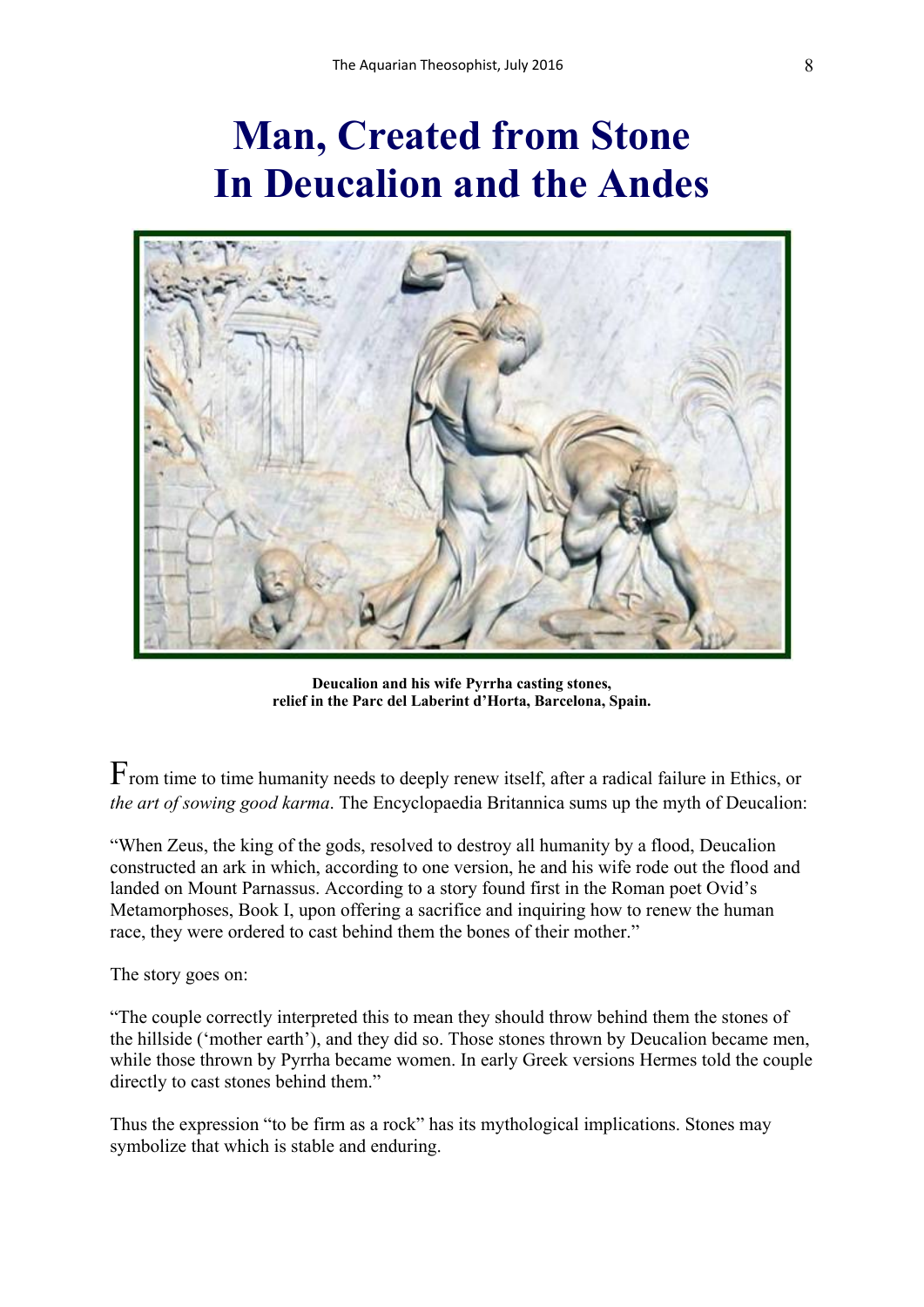# Man, Created from Stone
# In Deucalion and the Andes

**Deucalion and his wife Pyrrha casting stones, relief in the Parc del Laberint d'Horta, Barcelona, Spain.**

From time to time humanity needs to deeply renew itself, after a radical failure in Ethics, or *the art of sowing good karma*. The Encyclopaedia Britannica sums up the myth of Deucalion:

"When Zeus, the king of the gods, resolved to destroy all humanity by a flood, Deucalion constructed an ark in which, according to one version, he and his wife rode out the flood and landed on Mount Parnassus. According to a story found first in the Roman poet Ovid's Metamorphoses, Book I, upon offering a sacrifice and inquiring how to renew the human race, they were ordered to cast behind them the bones of their mother."

The story goes on:

"The couple correctly interpreted this to mean they should throw behind them the stones of the hillside ('mother earth'), and they did so. Those stones thrown by Deucalion became men, while those thrown by Pyrrha became women. In early Greek versions Hermes told the couple directly to cast stones behind them."

Thus the expression "to be firm as a rock" has its mythological implications. Stones may symbolize that which is stable and enduring.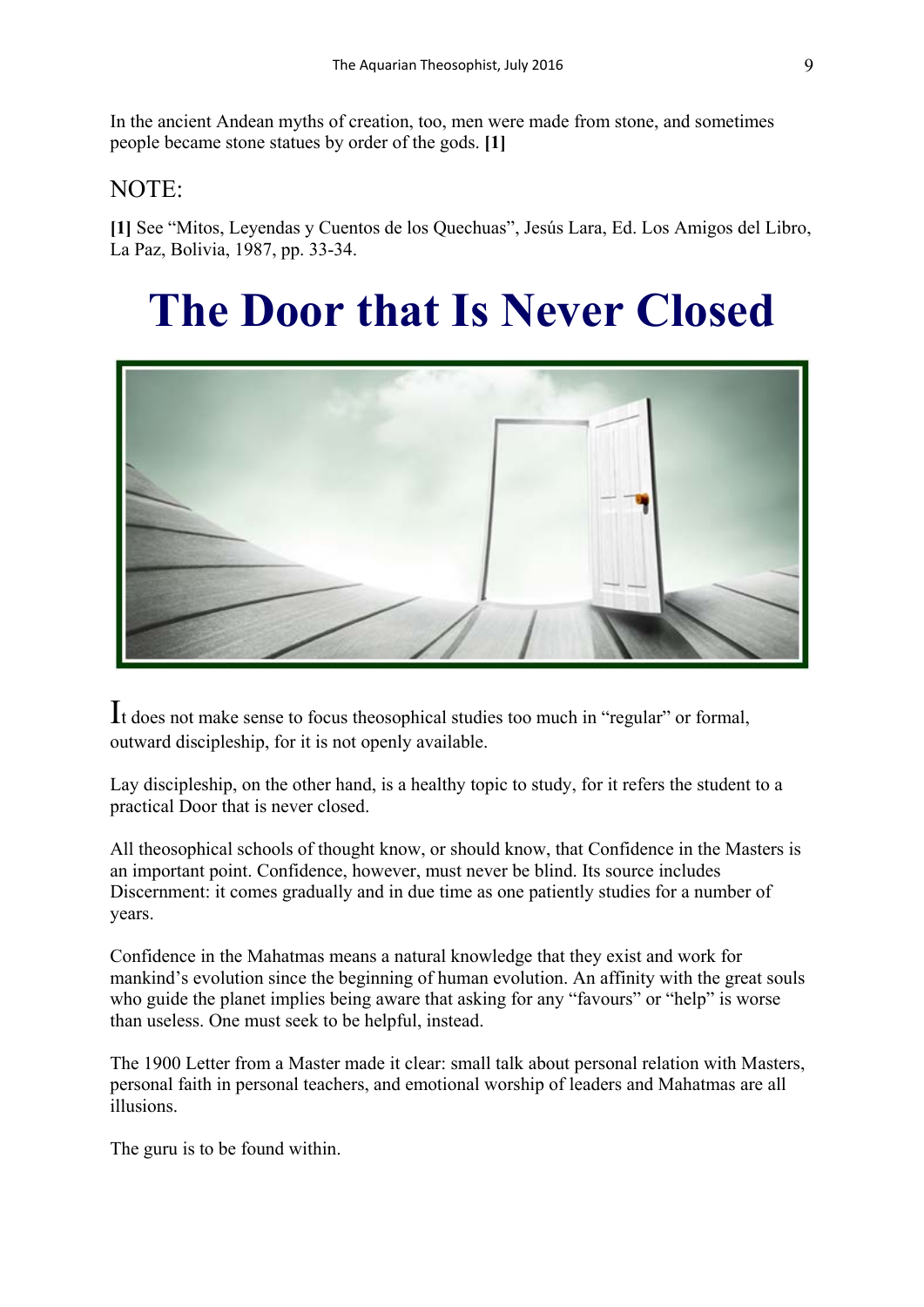In the ancient Andean myths of creation, too, men were made from stone, and sometimes people became stone statues by order of the gods. **[1]**

## NOTE:

**[1]** See "Mitos, Leyendas y Cuentos de los Quechuas", Jesús Lara, Ed. Los Amigos del Libro, La Paz, Bolivia, 1987, pp. 33-34.

# The Door that Is Never Closed

It does not make sense to focus theosophical studies too much in "regular" or formal, outward discipleship, for it is not openly available.

Lay discipleship, on the other hand, is a healthy topic to study, for it refers the student to a practical Door that is never closed.

All theosophical schools of thought know, or should know, that Confidence in the Masters is an important point. Confidence, however, must never be blind. Its source includes Discernment: it comes gradually and in due time as one patiently studies for a number of years.

Confidence in the Mahatmas means a natural knowledge that they exist and work for mankind's evolution since the beginning of human evolution. An affinity with the great souls who guide the planet implies being aware that asking for any "favours" or "help" is worse than useless. One must seek to be helpful, instead.

The 1900 Letter from a Master made it clear: small talk about personal relation with Masters, personal faith in personal teachers, and emotional worship of leaders and Mahatmas are all illusions.

The guru is to be found within.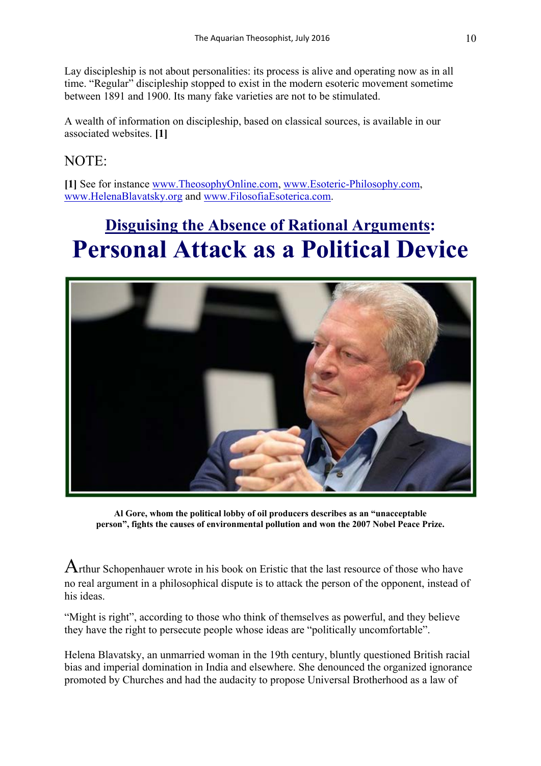Lay discipleship is not about personalities: its process is alive and operating now as in all time. "Regular" discipleship stopped to exist in the modern esoteric movement sometime between 1891 and 1900. Its many fake varieties are not to be stimulated.

A wealth of information on discipleship, based on classical sources, is available in our associated websites. **[1]**

## NOTE:

**[1]** See for instance www.TheosophyOnline.com, www.Esoteric-Philosophy.com, www.HelenaBlavatsky.org and www.FilosofiaEsoterica.com.

## Disguising the Absence of Rational Arguments:

# Personal Attack as a Political Device

**Al Gore, whom the political lobby of oil producers describes as an "unacceptable person", fights the causes of environmental pollution and won the 2007 Nobel Peace Prize.**

Arthur Schopenhauer wrote in his book on Eristic that the last resource of those who have no real argument in a philosophical dispute is to attack the person of the opponent, instead of his ideas.

"Might is right", according to those who think of themselves as powerful, and they believe they have the right to persecute people whose ideas are "politically uncomfortable".

Helena Blavatsky, an unmarried woman in the 19th century, bluntly questioned British racial bias and imperial domination in India and elsewhere. She denounced the organized ignorance promoted by Churches and had the audacity to propose Universal Brotherhood as a law of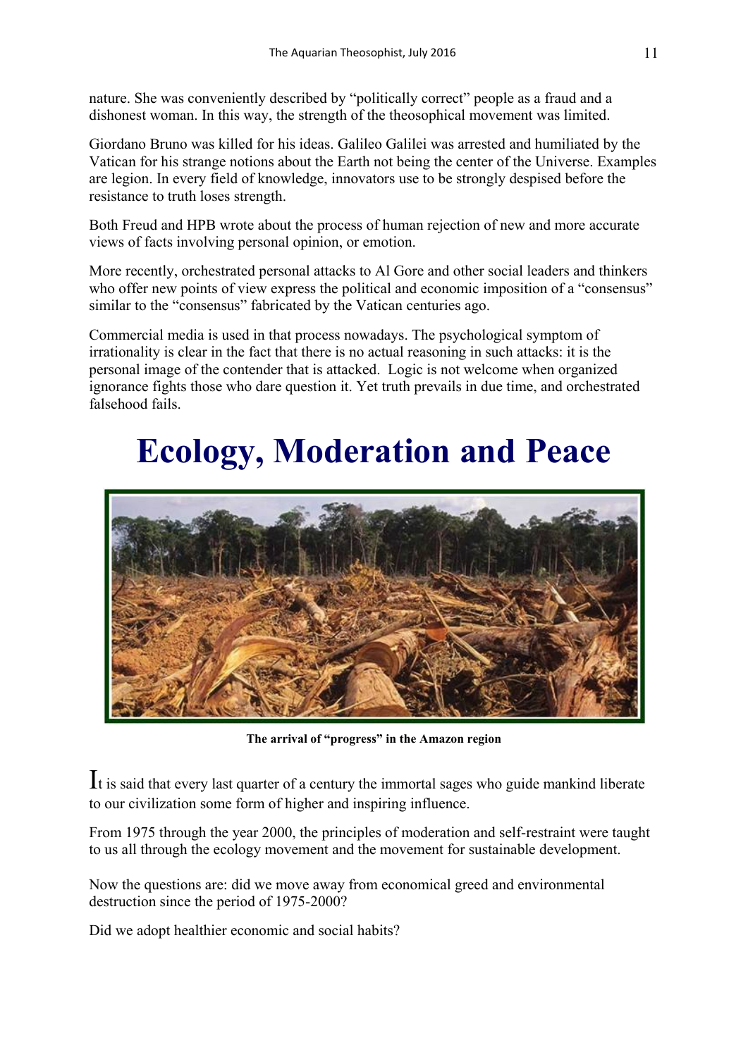nature. She was conveniently described by "politically correct" people as a fraud and a dishonest woman. In this way, the strength of the theosophical movement was limited.

Giordano Bruno was killed for his ideas. Galileo Galilei was arrested and humiliated by the Vatican for his strange notions about the Earth not being the center of the Universe. Examples are legion. In every field of knowledge, innovators use to be strongly despised before the resistance to truth loses strength.

Both Freud and HPB wrote about the process of human rejection of new and more accurate views of facts involving personal opinion, or emotion.

More recently, orchestrated personal attacks to Al Gore and other social leaders and thinkers who offer new points of view express the political and economic imposition of a "consensus" similar to the "consensus" fabricated by the Vatican centuries ago.

Commercial media is used in that process nowadays. The psychological symptom of irrationality is clear in the fact that there is no actual reasoning in such attacks: it is the personal image of the contender that is attacked. Logic is not welcome when organized ignorance fights those who dare question it. Yet truth prevails in due time, and orchestrated falsehood fails.

# Ecology, Moderation and Peace

**The arrival of "progress" in the Amazon region**

It is said that every last quarter of a century the immortal sages who guide mankind liberate to our civilization some form of higher and inspiring influence.

From 1975 through the year 2000, the principles of moderation and self-restraint were taught to us all through the ecology movement and the movement for sustainable development.

Now the questions are: did we move away from economical greed and environmental destruction since the period of 1975-2000?

Did we adopt healthier economic and social habits?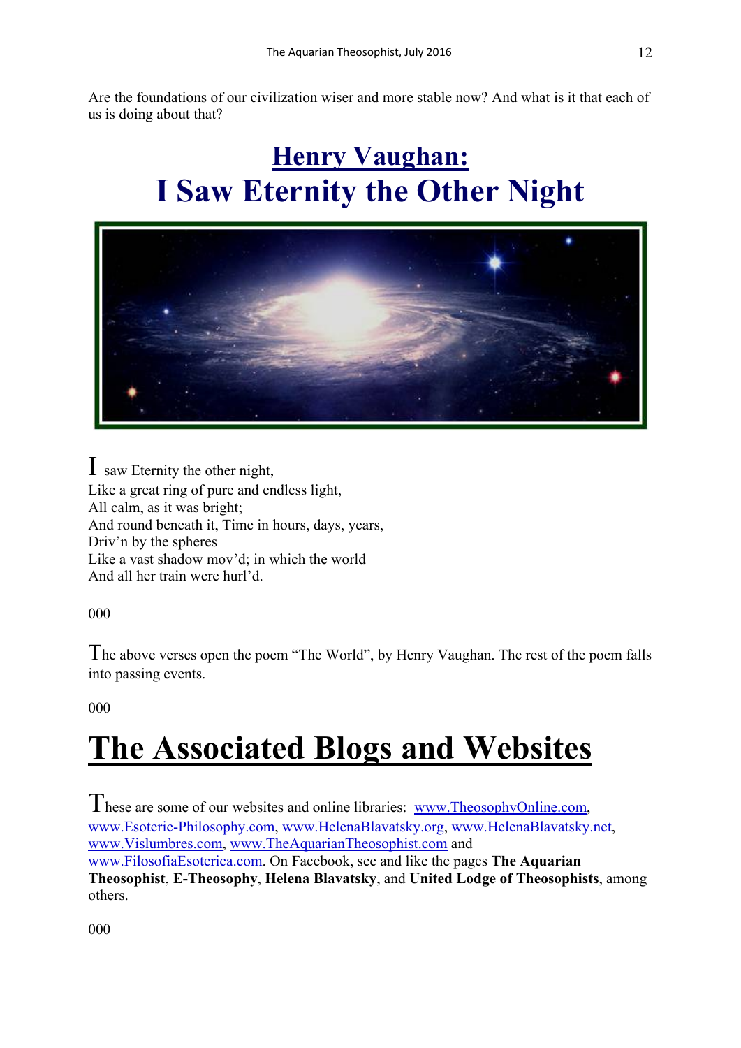Are the foundations of our civilization wiser and more stable now? And what is it that each of us is doing about that?

# Henry Vaughan:
# I Saw Eternity the Other Night

I saw Eternity the other night,
Like a great ring of pure and endless light,
All calm, as it was bright;
And round beneath it, Time in hours, days, years,
Driv'n by the spheres
Like a vast shadow mov'd; in which the world
And all her train were hurl'd.

000

The above verses open the poem "The World", by Henry Vaughan. The rest of the poem falls into passing events.

000

# The Associated Blogs and Websites

These are some of our websites and online libraries: www.TheosophyOnline.com, www.Esoteric-Philosophy.com, www.HelenaBlavatsky.org, www.HelenaBlavatsky.net, www.Vislumbres.com, www.TheAquarianTheosophist.com and www.FilosofiaEsoterica.com. On Facebook, see and like the pages **The Aquarian Theosophist**, **E-Theosophy**, **Helena Blavatsky**, and **United Lodge of Theosophists**, among others.

000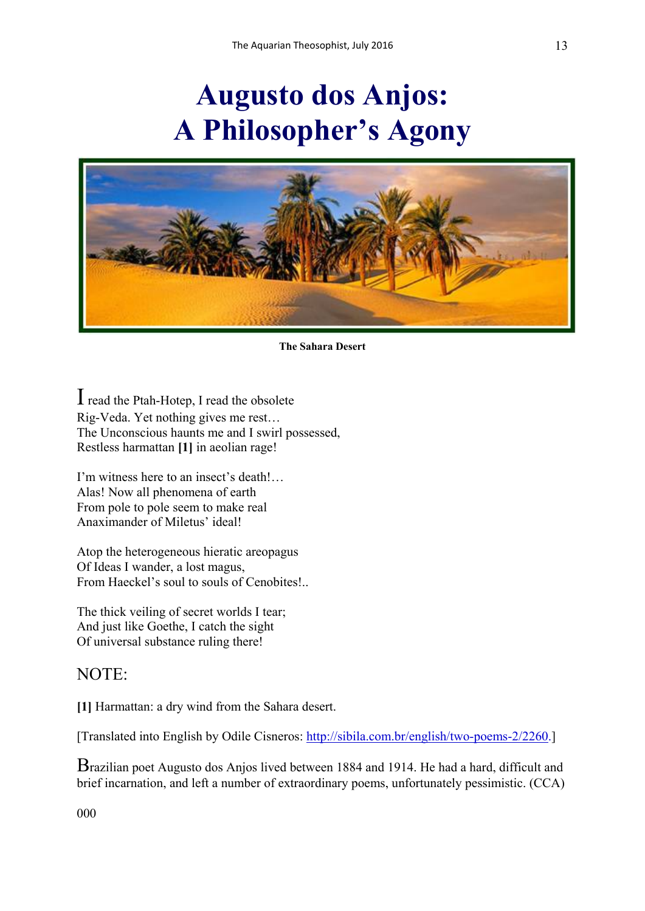# Augusto dos Anjos: A Philosopher's Agony

**The Sahara Desert**

I read the Ptah-Hotep, I read the obsolete
Rig-Veda. Yet nothing gives me rest…
The Unconscious haunts me and I swirl possessed,
Restless harmattan **[1]** in aeolian rage!

I'm witness here to an insect's death!…
Alas! Now all phenomena of earth
From pole to pole seem to make real
Anaximander of Miletus' ideal!

Atop the heterogeneous hieratic areopagus
Of Ideas I wander, a lost magus,
From Haeckel's soul to souls of Cenobites!..

The thick veiling of secret worlds I tear;
And just like Goethe, I catch the sight
Of universal substance ruling there!

## NOTE:

**[1]** Harmattan: a dry wind from the Sahara desert.

[Translated into English by Odile Cisneros: http://sibila.com.br/english/two-poems-2/2260.]

Brazilian poet Augusto dos Anjos lived between 1884 and 1914. He had a hard, difficult and brief incarnation, and left a number of extraordinary poems, unfortunately pessimistic. (CCA)

000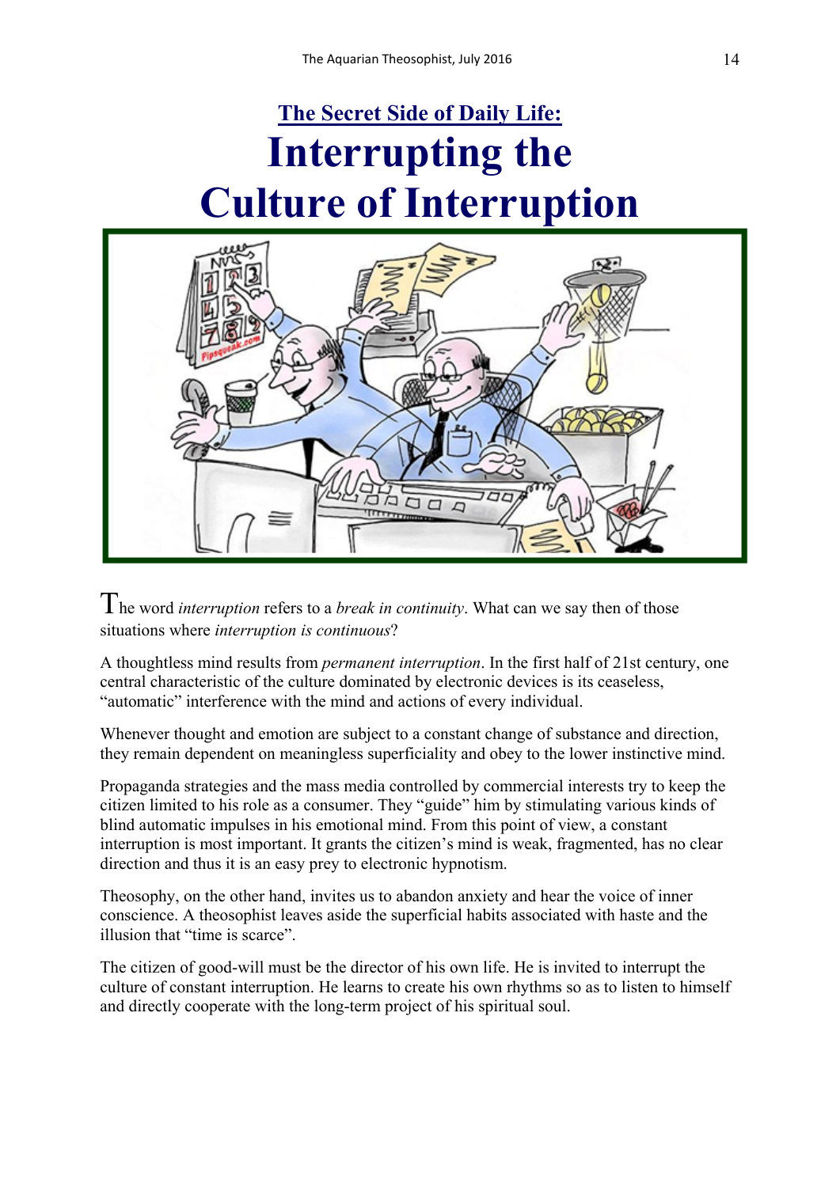## The Secret Side of Daily Life:

# Interrupting the Culture of Interruption

The word *interruption* refers to a *break in continuity*. What can we say then of those situations where *interruption is continuous*?

A thoughtless mind results from *permanent interruption*. In the first half of 21st century, one central characteristic of the culture dominated by electronic devices is its ceaseless, "automatic" interference with the mind and actions of every individual.

Whenever thought and emotion are subject to a constant change of substance and direction, they remain dependent on meaningless superficiality and obey to the lower instinctive mind.

Propaganda strategies and the mass media controlled by commercial interests try to keep the citizen limited to his role as a consumer. They "guide" him by stimulating various kinds of blind automatic impulses in his emotional mind. From this point of view, a constant interruption is most important. It grants the citizen's mind is weak, fragmented, has no clear direction and thus it is an easy prey to electronic hypnotism.

Theosophy, on the other hand, invites us to abandon anxiety and hear the voice of inner conscience. A theosophist leaves aside the superficial habits associated with haste and the illusion that "time is scarce".

The citizen of good-will must be the director of his own life. He is invited to interrupt the culture of constant interruption. He learns to create his own rhythms so as to listen to himself and directly cooperate with the long-term project of his spiritual soul.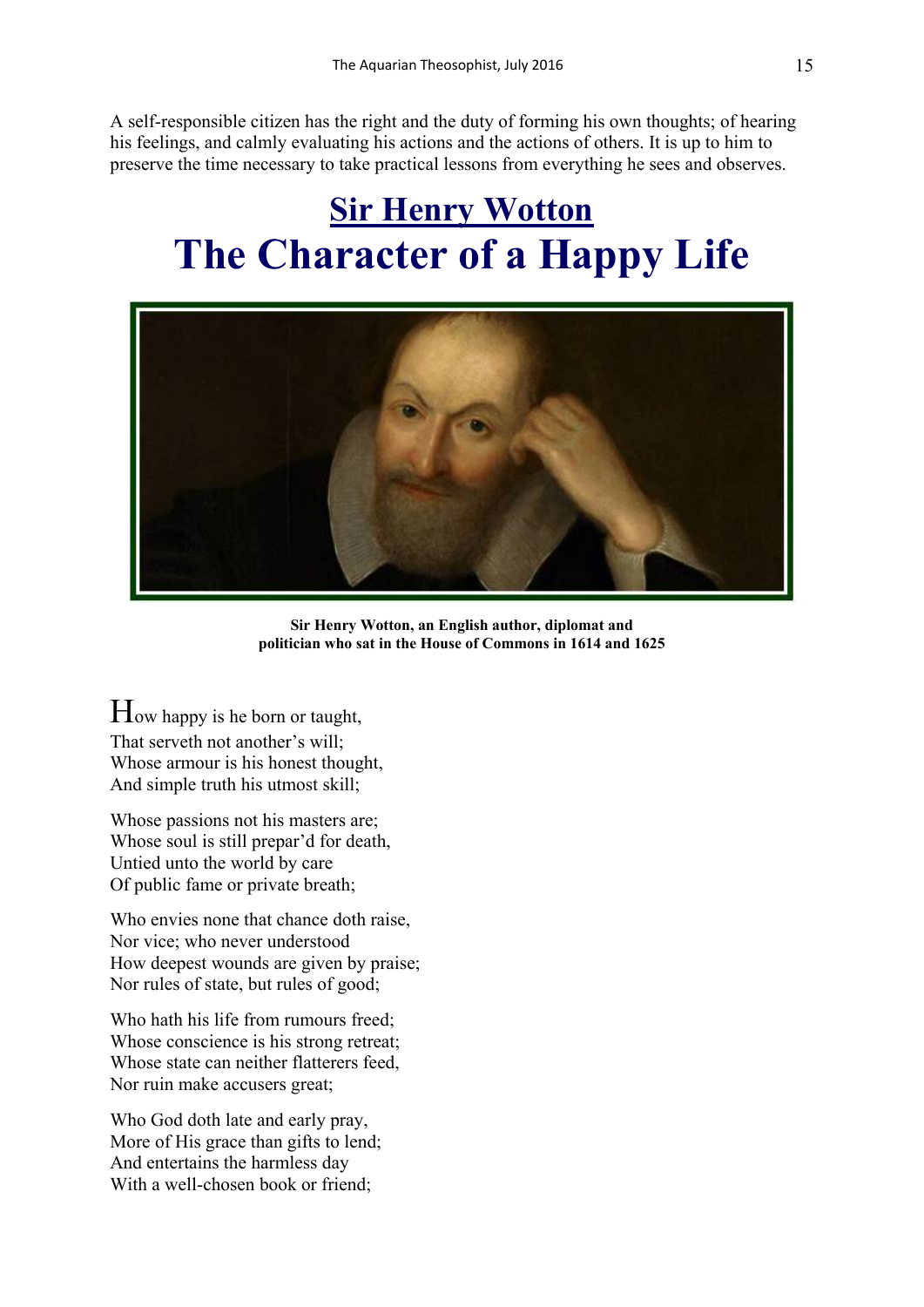A self-responsible citizen has the right and the duty of forming his own thoughts; of hearing his feelings, and calmly evaluating his actions and the actions of others. It is up to him to preserve the time necessary to take practical lessons from everything he sees and observes.

# Sir Henry Wotton

# The Character of a Happy Life

**Sir Henry Wotton, an English author, diplomat and politician who sat in the House of Commons in 1614 and 1625**

How happy is he born or taught,
That serveth not another's will;
Whose armour is his honest thought,
And simple truth his utmost skill;

Whose passions not his masters are;
Whose soul is still prepar'd for death,
Untied unto the world by care
Of public fame or private breath;

Who envies none that chance doth raise,
Nor vice; who never understood
How deepest wounds are given by praise;
Nor rules of state, but rules of good;

Who hath his life from rumours freed;
Whose conscience is his strong retreat;
Whose state can neither flatterers feed,
Nor ruin make accusers great;

Who God doth late and early pray,
More of His grace than gifts to lend;
And entertains the harmless day
With a well-chosen book or friend;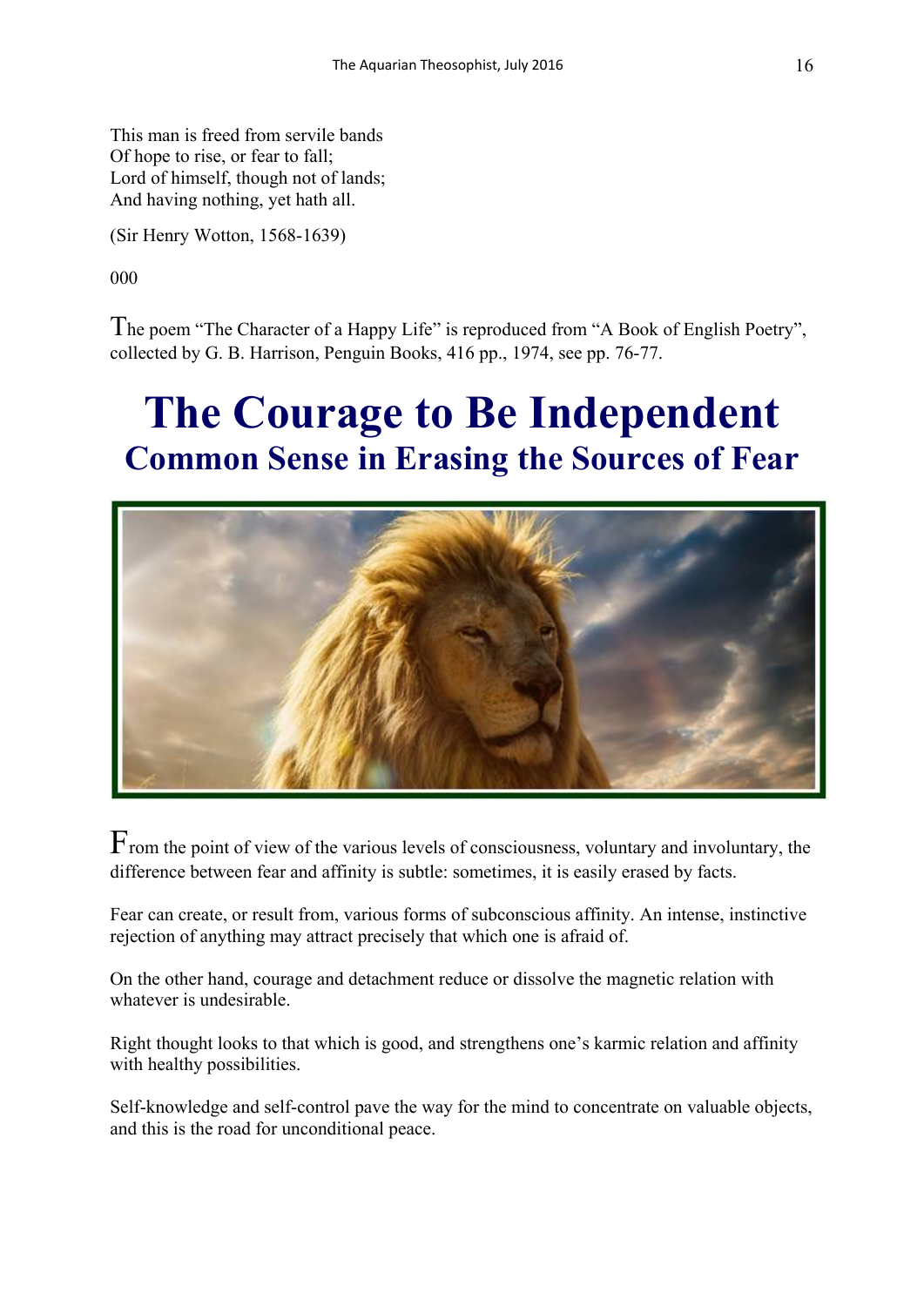This man is freed from servile bands
Of hope to rise, or fear to fall;
Lord of himself, though not of lands;
And having nothing, yet hath all.

(Sir Henry Wotton, 1568-1639)

000

The poem “The Character of a Happy Life” is reproduced from “A Book of English Poetry”, collected by G. B. Harrison, Penguin Books, 416 pp., 1974, see pp. 76-77.

# The Courage to Be Independent

## Common Sense in Erasing the Sources of Fear

From the point of view of the various levels of consciousness, voluntary and involuntary, the difference between fear and affinity is subtle: sometimes, it is easily erased by facts.

Fear can create, or result from, various forms of subconscious affinity. An intense, instinctive rejection of anything may attract precisely that which one is afraid of.

On the other hand, courage and detachment reduce or dissolve the magnetic relation with whatever is undesirable.

Right thought looks to that which is good, and strengthens one’s karmic relation and affinity with healthy possibilities.

Self-knowledge and self-control pave the way for the mind to concentrate on valuable objects, and this is the road for unconditional peace.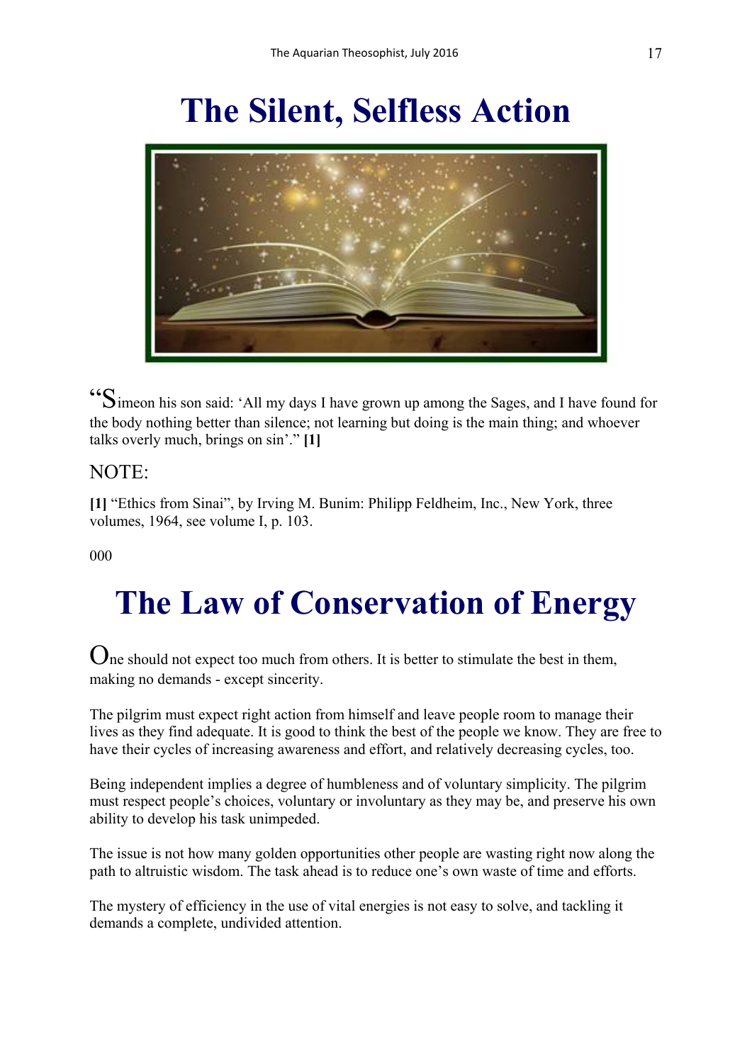# The Silent, Selfless Action

"Simeon his son said: 'All my days I have grown up among the Sages, and I have found for the body nothing better than silence; not learning but doing is the main thing; and whoever talks overly much, brings on sin'." **[1]**

NOTE:

**[1]** "Ethics from Sinai", by Irving M. Bunim: Philipp Feldheim, Inc., New York, three volumes, 1964, see volume I, p. 103.

000

# The Law of Conservation of Energy

One should not expect too much from others. It is better to stimulate the best in them, making no demands - except sincerity.

The pilgrim must expect right action from himself and leave people room to manage their lives as they find adequate. It is good to think the best of the people we know. They are free to have their cycles of increasing awareness and effort, and relatively decreasing cycles, too.

Being independent implies a degree of humbleness and of voluntary simplicity. The pilgrim must respect people's choices, voluntary or involuntary as they may be, and preserve his own ability to develop his task unimpeded.

The issue is not how many golden opportunities other people are wasting right now along the path to altruistic wisdom. The task ahead is to reduce one's own waste of time and efforts.

The mystery of efficiency in the use of vital energies is not easy to solve, and tackling it demands a complete, undivided attention.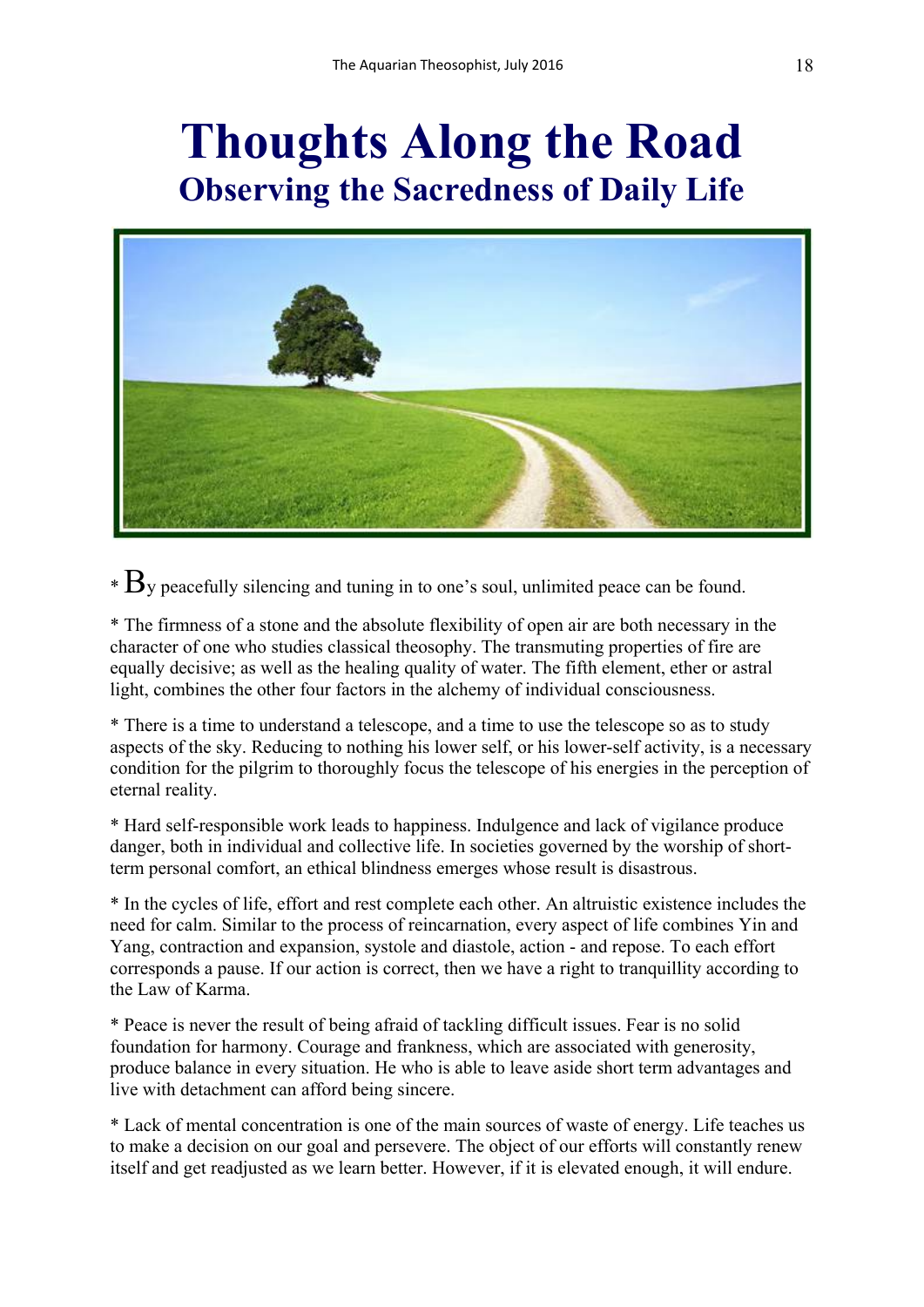# Thoughts Along the Road

## Observing the Sacredness of Daily Life

* By peacefully silencing and tuning in to one's soul, unlimited peace can be found.

* The firmness of a stone and the absolute flexibility of open air are both necessary in the character of one who studies classical theosophy. The transmuting properties of fire are equally decisive; as well as the healing quality of water. The fifth element, ether or astral light, combines the other four factors in the alchemy of individual consciousness.

* There is a time to understand a telescope, and a time to use the telescope so as to study aspects of the sky. Reducing to nothing his lower self, or his lower-self activity, is a necessary condition for the pilgrim to thoroughly focus the telescope of his energies in the perception of eternal reality.

* Hard self-responsible work leads to happiness. Indulgence and lack of vigilance produce danger, both in individual and collective life. In societies governed by the worship of short-term personal comfort, an ethical blindness emerges whose result is disastrous.

* In the cycles of life, effort and rest complete each other. An altruistic existence includes the need for calm. Similar to the process of reincarnation, every aspect of life combines Yin and Yang, contraction and expansion, systole and diastole, action - and repose. To each effort corresponds a pause. If our action is correct, then we have a right to tranquillity according to the Law of Karma.

* Peace is never the result of being afraid of tackling difficult issues. Fear is no solid foundation for harmony. Courage and frankness, which are associated with generosity, produce balance in every situation. He who is able to leave aside short term advantages and live with detachment can afford being sincere.

* Lack of mental concentration is one of the main sources of waste of energy. Life teaches us to make a decision on our goal and persevere. The object of our efforts will constantly renew itself and get readjusted as we learn better. However, if it is elevated enough, it will endure.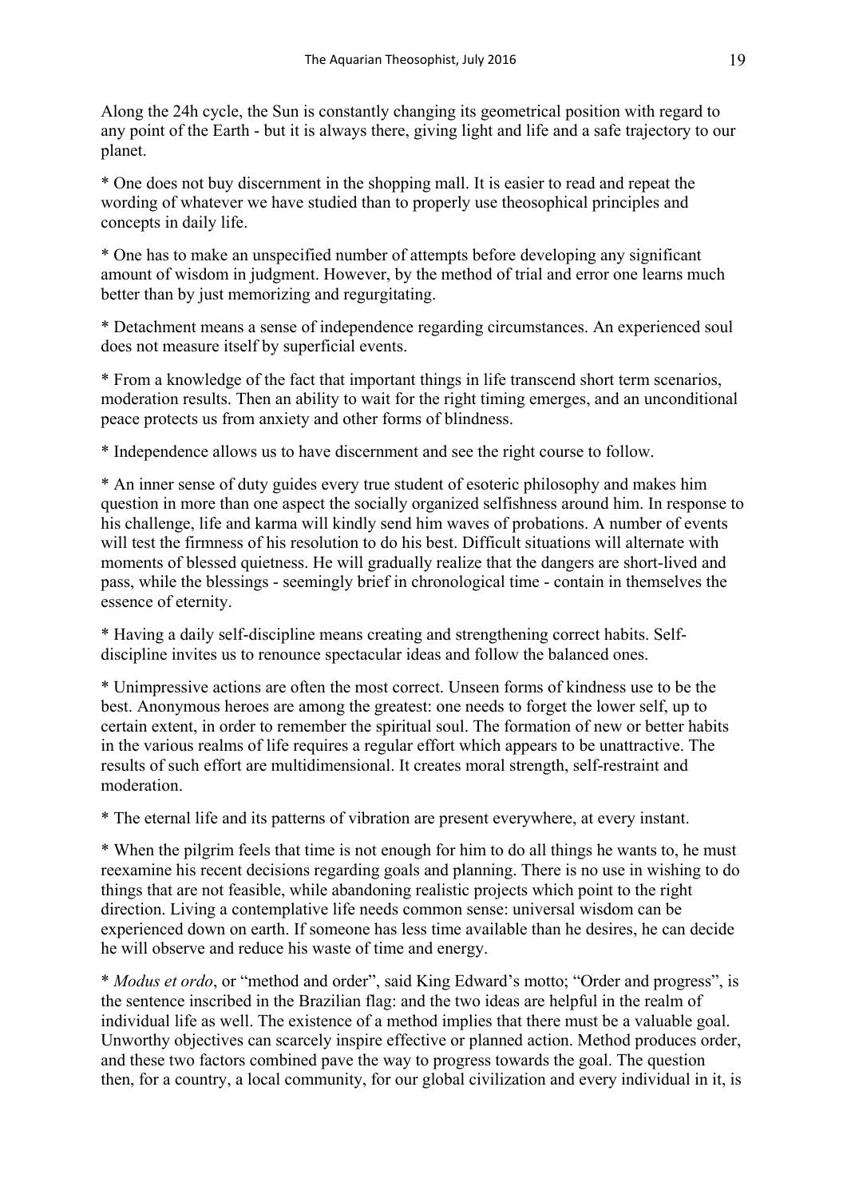Along the 24h cycle, the Sun is constantly changing its geometrical position with regard to any point of the Earth - but it is always there, giving light and life and a safe trajectory to our planet.

* One does not buy discernment in the shopping mall. It is easier to read and repeat the wording of whatever we have studied than to properly use theosophical principles and concepts in daily life.

* One has to make an unspecified number of attempts before developing any significant amount of wisdom in judgment. However, by the method of trial and error one learns much better than by just memorizing and regurgitating.

* Detachment means a sense of independence regarding circumstances. An experienced soul does not measure itself by superficial events.

* From a knowledge of the fact that important things in life transcend short term scenarios, moderation results. Then an ability to wait for the right timing emerges, and an unconditional peace protects us from anxiety and other forms of blindness.

* Independence allows us to have discernment and see the right course to follow.

* An inner sense of duty guides every true student of esoteric philosophy and makes him question in more than one aspect the socially organized selfishness around him. In response to his challenge, life and karma will kindly send him waves of probations. A number of events will test the firmness of his resolution to do his best. Difficult situations will alternate with moments of blessed quietness. He will gradually realize that the dangers are short-lived and pass, while the blessings - seemingly brief in chronological time - contain in themselves the essence of eternity.

* Having a daily self-discipline means creating and strengthening correct habits. Self-discipline invites us to renounce spectacular ideas and follow the balanced ones.

* Unimpressive actions are often the most correct. Unseen forms of kindness use to be the best. Anonymous heroes are among the greatest: one needs to forget the lower self, up to certain extent, in order to remember the spiritual soul. The formation of new or better habits in the various realms of life requires a regular effort which appears to be unattractive. The results of such effort are multidimensional. It creates moral strength, self-restraint and moderation.

* The eternal life and its patterns of vibration are present everywhere, at every instant.

* When the pilgrim feels that time is not enough for him to do all things he wants to, he must reexamine his recent decisions regarding goals and planning. There is no use in wishing to do things that are not feasible, while abandoning realistic projects which point to the right direction. Living a contemplative life needs common sense: universal wisdom can be experienced down on earth. If someone has less time available than he desires, he can decide he will observe and reduce his waste of time and energy.

* *Modus et ordo*, or "method and order", said King Edward's motto; "Order and progress", is the sentence inscribed in the Brazilian flag: and the two ideas are helpful in the realm of individual life as well. The existence of a method implies that there must be a valuable goal. Unworthy objectives can scarcely inspire effective or planned action. Method produces order, and these two factors combined pave the way to progress towards the goal. The question then, for a country, a local community, for our global civilization and every individual in it, is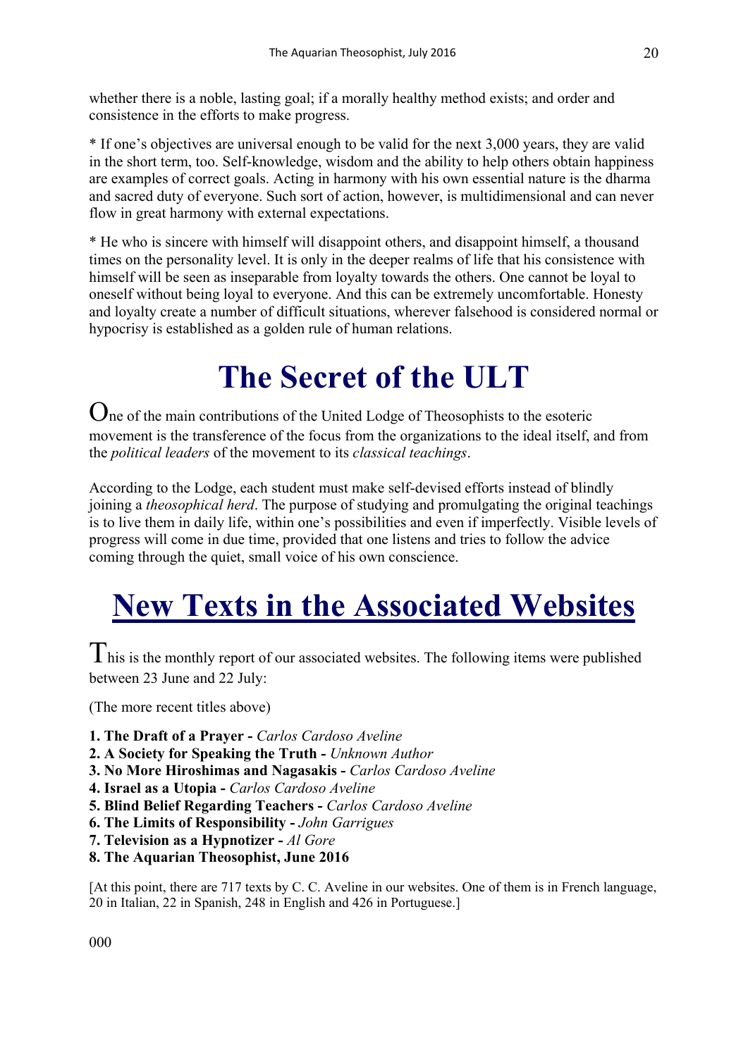whether there is a noble, lasting goal; if a morally healthy method exists; and order and consistence in the efforts to make progress.

* If one's objectives are universal enough to be valid for the next 3,000 years, they are valid in the short term, too. Self-knowledge, wisdom and the ability to help others obtain happiness are examples of correct goals. Acting in harmony with his own essential nature is the dharma and sacred duty of everyone. Such sort of action, however, is multidimensional and can never flow in great harmony with external expectations.

* He who is sincere with himself will disappoint others, and disappoint himself, a thousand times on the personality level. It is only in the deeper realms of life that his consistence with himself will be seen as inseparable from loyalty towards the others. One cannot be loyal to oneself without being loyal to everyone. And this can be extremely uncomfortable. Honesty and loyalty create a number of difficult situations, wherever falsehood is considered normal or hypocrisy is established as a golden rule of human relations.

# The Secret of the ULT

One of the main contributions of the United Lodge of Theosophists to the esoteric movement is the transference of the focus from the organizations to the ideal itself, and from the *political leaders* of the movement to its *classical teachings*.

According to the Lodge, each student must make self-devised efforts instead of blindly joining a *theosophical herd*. The purpose of studying and promulgating the original teachings is to live them in daily life, within one's possibilities and even if imperfectly. Visible levels of progress will come in due time, provided that one listens and tries to follow the advice coming through the quiet, small voice of his own conscience.

# New Texts in the Associated Websites

This is the monthly report of our associated websites. The following items were published between 23 June and 22 July:

(The more recent titles above)

**1. The Draft of a Prayer -** *Carlos Cardoso Aveline*
**2. A Society for Speaking the Truth -** *Unknown Author*
**3. No More Hiroshimas and Nagasakis -** *Carlos Cardoso Aveline*
**4. Israel as a Utopia -** *Carlos Cardoso Aveline*
**5. Blind Belief Regarding Teachers -** *Carlos Cardoso Aveline*
**6. The Limits of Responsibility -** *John Garrigues*
**7. Television as a Hypnotizer -** *Al Gore*
**8. The Aquarian Theosophist, June 2016**

[At this point, there are 717 texts by C. C. Aveline in our websites. One of them is in French language, 20 in Italian, 22 in Spanish, 248 in English and 426 in Portuguese.]

000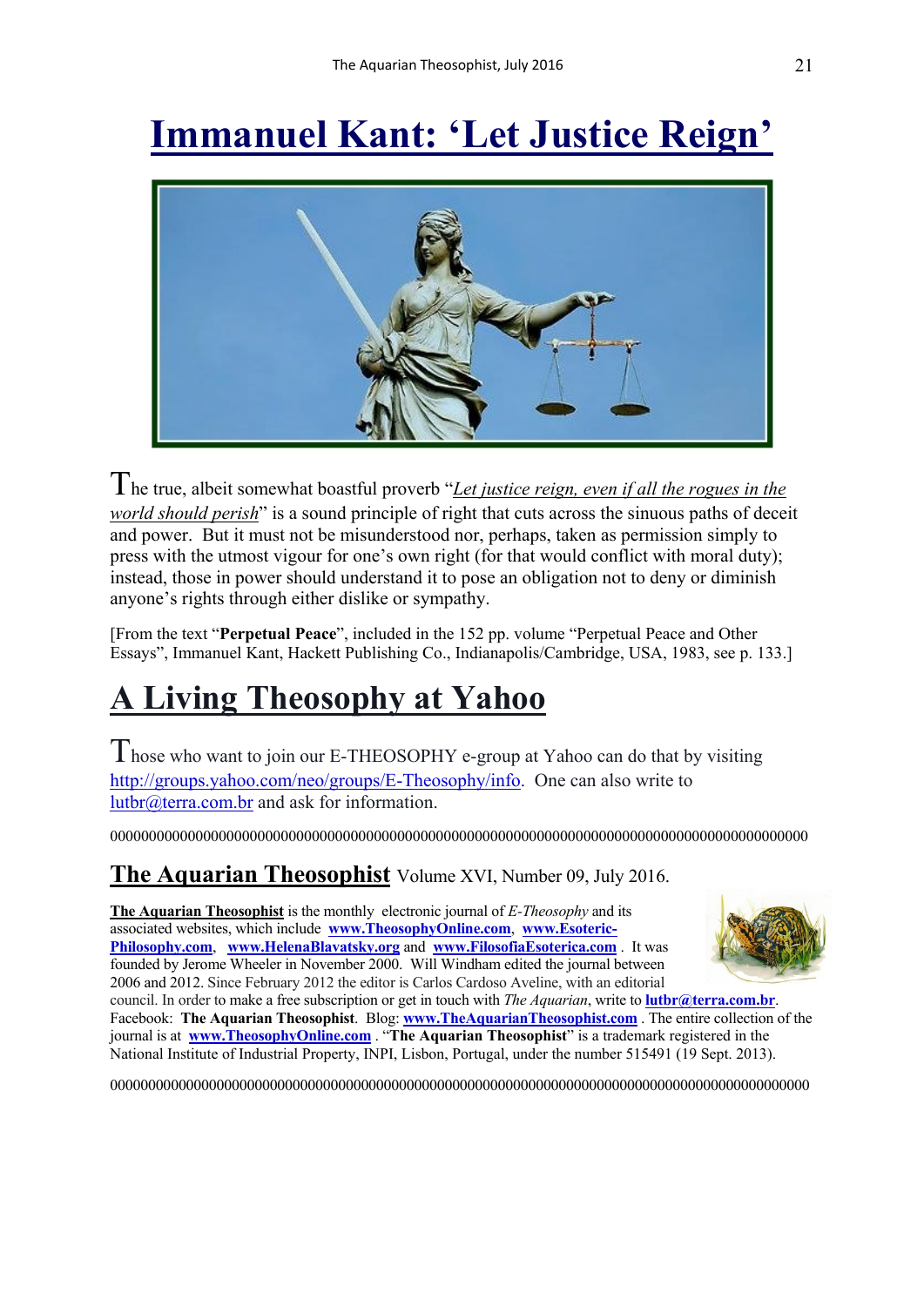# Immanuel Kant: ‘Let Justice Reign’

The true, albeit somewhat boastful proverb “*Let justice reign, even if all the rogues in the world should perish*” is a sound principle of right that cuts across the sinuous paths of deceit and power. But it must not be misunderstood nor, perhaps, taken as permission simply to press with the utmost vigour for one’s own right (for that would conflict with moral duty); instead, those in power should understand it to pose an obligation not to deny or diminish anyone’s rights through either dislike or sympathy.

[From the text “**Perpetual Peace**”, included in the 152 pp. volume “Perpetual Peace and Other Essays”, Immanuel Kant, Hackett Publishing Co., Indianapolis/Cambridge, USA, 1983, see p. 133.]

# A Living Theosophy at Yahoo

Those who want to join our E-THEOSOPHY e-group at Yahoo can do that by visiting http://groups.yahoo.com/neo/groups/E-Theosophy/info. One can also write to lutbr@terra.com.br and ask for information.

000000000000000000000000000000000000000000000000000000000000000000000000000000000

## The Aquarian Theosophist Volume XVI, Number 09, July 2016.

**The Aquarian Theosophist** is the monthly electronic journal of *E-Theosophy* and its associated websites, which include **www.TheosophyOnline.com**, **www.Esoteric-Philosophy.com**, **www.HelenaBlavatsky.org** and **www.FilosofiaEsoterica.com** . It was founded by Jerome Wheeler in November 2000. Will Windham edited the journal between 2006 and 2012. Since February 2012 the editor is Carlos Cardoso Aveline, with an editorial council. In order to make a free subscription or get in touch with *The Aquarian*, write to **lutbr@terra.com.br**. Facebook: **The Aquarian Theosophist**. Blog: **www.TheAquarianTheosophist.com** . The entire collection of the journal is at **www.TheosophyOnline.com** . “**The Aquarian Theosophist**” is a trademark registered in the National Institute of Industrial Property, INPI, Lisbon, Portugal, under the number 515491 (19 Sept. 2013).

000000000000000000000000000000000000000000000000000000000000000000000000000000000